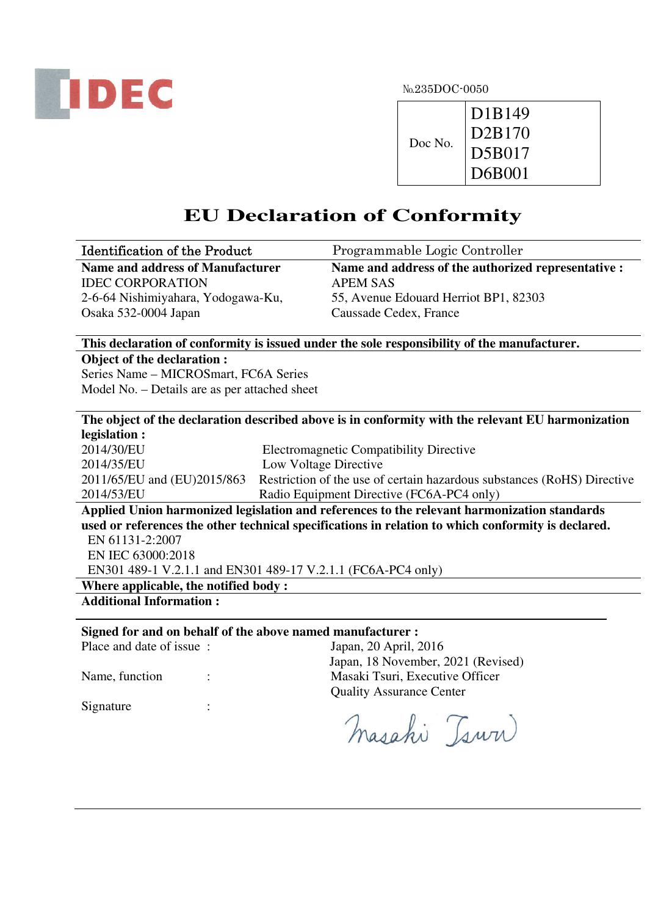IDEC

№235DOC-0050

| Doc No. | D1B149<br>D2B170<br>D5B017<br>D6B001 |
|---|---|

# EU Declaration of Conformity

| Identification of the Product | Programmable Logic Controller |
|---|---|
| **Name and address of Manufacturer**<br>IDEC CORPORATION<br>2-6-64 Nishimiyahara, Yodogawa-Ku,<br>Osaka 532-0004 Japan | **Name and address of the authorized representative :**<br>APEM SAS<br>55, Avenue Edouard Herriot BP1, 82303<br>Caussade Cedex, France |

**This declaration of conformity is issued under the sole responsibility of the manufacturer.**

**Object of the declaration :**
Series Name – MICROSmart, FC6A Series
Model No. – Details are as per attached sheet

**The object of the declaration described above is in conformity with the relevant EU harmonization legislation :**

| | |
|---|---|
| 2014/30/EU | Electromagnetic Compatibility Directive |
| 2014/35/EU | Low Voltage Directive |
| 2011/65/EU and (EU)2015/863 | Restriction of the use of certain hazardous substances (RoHS) Directive |
| 2014/53/EU | Radio Equipment Directive (FC6A-PC4 only) |

**Applied Union harmonized legislation and references to the relevant harmonization standards used or references the other technical specifications in relation to which conformity is declared.**

EN 61131-2:2007
EN IEC 63000:2018
EN301 489-1 V.2.1.1 and EN301 489-17 V.2.1.1 (FC6A-PC4 only)

**Where applicable, the notified body :**

**Additional Information :**

**Signed for and on behalf of the above named manufacturer :**

| | |
|---|---|
| Place and date of issue : | Japan, 20 April, 2016<br>Japan, 18 November, 2021 (Revised) |
| Name, function : | Masaki Tsuri, Executive Officer<br>Quality Assurance Center |
| Signature : | Masaki Tsuri |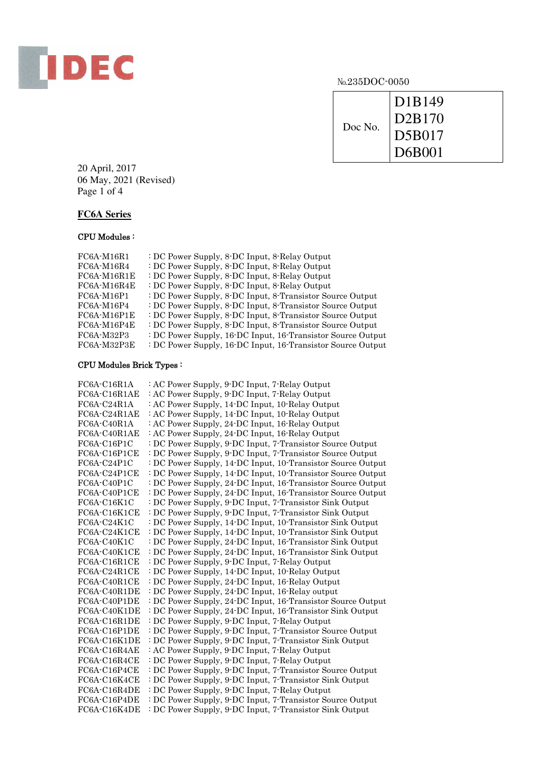IDEC

№235DOC-0050

| Doc No. | D1B149<br>D2B170<br>D5B017<br>D6B001 |
|---|---|

20 April, 2017
06 May, 2021 (Revised)
Page 1 of 4

## FC6A Series

### CPU Modules :

| | |
|---|---|
| FC6A-M16R1 | : DC Power Supply, 8-DC Input, 8-Relay Output |
| FC6A-M16R4 | : DC Power Supply, 8-DC Input, 8-Relay Output |
| FC6A-M16R1E | : DC Power Supply, 8-DC Input, 8-Relay Output |
| FC6A-M16R4E | : DC Power Supply, 8-DC Input, 8-Relay Output |
| FC6A-M16P1 | : DC Power Supply, 8-DC Input, 8-Transistor Source Output |
| FC6A-M16P4 | : DC Power Supply, 8-DC Input, 8-Transistor Source Output |
| FC6A-M16P1E | : DC Power Supply, 8-DC Input, 8-Transistor Source Output |
| FC6A-M16P4E | : DC Power Supply, 8-DC Input, 8-Transistor Source Output |
| FC6A-M32P3 | : DC Power Supply, 16-DC Input, 16-Transistor Source Output |
| FC6A-M32P3E | : DC Power Supply, 16-DC Input, 16-Transistor Source Output |

### CPU Modules Brick Types :

| | |
|---|---|
| FC6A-C16R1A | : AC Power Supply, 9-DC Input, 7-Relay Output |
| FC6A-C16R1AE | : AC Power Supply, 9-DC Input, 7-Relay Output |
| FC6A-C24R1A | : AC Power Supply, 14-DC Input, 10-Relay Output |
| FC6A-C24R1AE | : AC Power Supply, 14-DC Input, 10-Relay Output |
| FC6A-C40R1A | : AC Power Supply, 24-DC Input, 16-Relay Output |
| FC6A-C40R1AE | : AC Power Supply, 24-DC Input, 16-Relay Output |
| FC6A-C16P1C | : DC Power Supply, 9-DC Input, 7-Transistor Source Output |
| FC6A-C16P1CE | : DC Power Supply, 9-DC Input, 7-Transistor Source Output |
| FC6A-C24P1C | : DC Power Supply, 14-DC Input, 10-Transistor Source Output |
| FC6A-C24P1CE | : DC Power Supply, 14-DC Input, 10-Transistor Source Output |
| FC6A-C40P1C | : DC Power Supply, 24-DC Input, 16-Transistor Source Output |
| FC6A-C40P1CE | : DC Power Supply, 24-DC Input, 16-Transistor Source Output |
| FC6A-C16K1C | : DC Power Supply, 9-DC Input, 7-Transistor Sink Output |
| FC6A-C16K1CE | : DC Power Supply, 9-DC Input, 7-Transistor Sink Output |
| FC6A-C24K1C | : DC Power Supply, 14-DC Input, 10-Transistor Sink Output |
| FC6A-C24K1CE | : DC Power Supply, 14-DC Input, 10-Transistor Sink Output |
| FC6A-C40K1C | : DC Power Supply, 24-DC Input, 16-Transistor Sink Output |
| FC6A-C40K1CE | : DC Power Supply, 24-DC Input, 16-Transistor Sink Output |
| FC6A-C16R1CE | : DC Power Supply, 9-DC Input, 7-Relay Output |
| FC6A-C24R1CE | : DC Power Supply, 14-DC Input, 10-Relay Output |
| FC6A-C40R1CE | : DC Power Supply, 24-DC Input, 16-Relay Output |
| FC6A-C40R1DE | : DC Power Supply, 24-DC Input, 16-Relay output |
| FC6A-C40P1DE | : DC Power Supply, 24-DC Input, 16-Transistor Source Output |
| FC6A-C40K1DE | : DC Power Supply, 24-DC Input, 16-Transistor Sink Output |
| FC6A-C16R1DE | : DC Power Supply, 9-DC Input, 7-Relay Output |
| FC6A-C16P1DE | : DC Power Supply, 9-DC Input, 7-Transistor Source Output |
| FC6A-C16K1DE | : DC Power Supply, 9-DC Input, 7-Transistor Sink Output |
| FC6A-C16R4AE | : AC Power Supply, 9-DC Input, 7-Relay Output |
| FC6A-C16R4CE | : DC Power Supply, 9-DC Input, 7-Relay Output |
| FC6A-C16P4CE | : DC Power Supply, 9-DC Input, 7-Transistor Source Output |
| FC6A-C16K4CE | : DC Power Supply, 9-DC Input, 7-Transistor Sink Output |
| FC6A-C16R4DE | : DC Power Supply, 9-DC Input, 7-Relay Output |
| FC6A-C16P4DE | : DC Power Supply, 9-DC Input, 7-Transistor Source Output |
| FC6A-C16K4DE | : DC Power Supply, 9-DC Input, 7-Transistor Sink Output |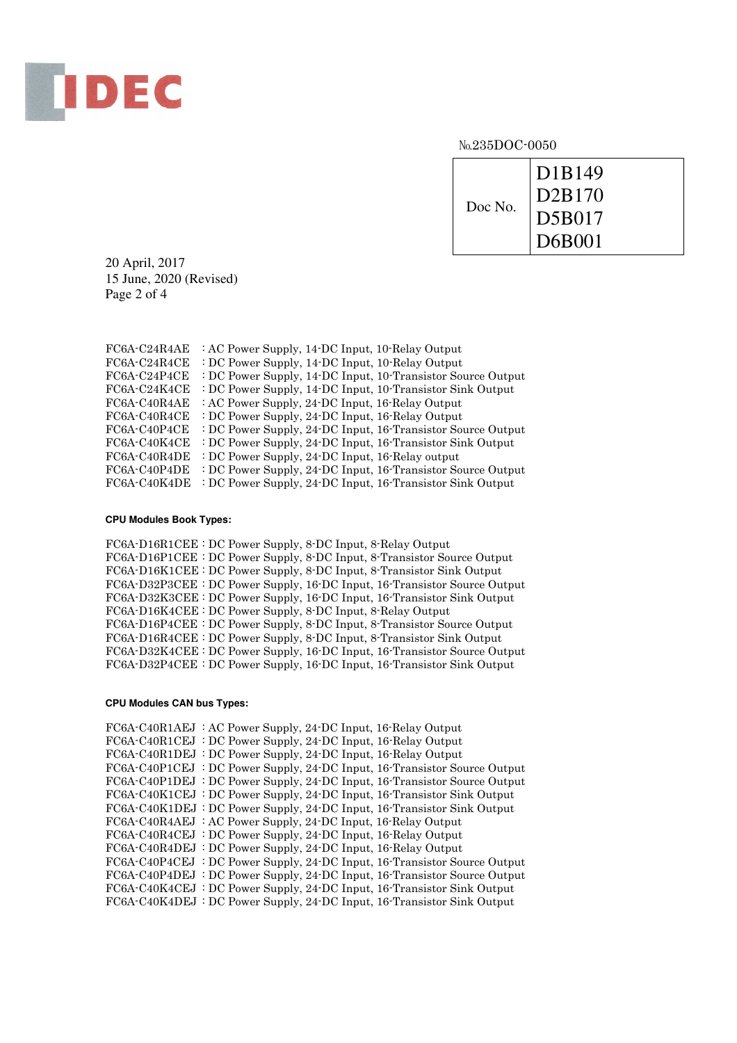IDEC

№235DOC-0050

| Doc No. | D1B149<br>D2B170<br>D5B017<br>D6B001 |
|---|---|

20 April, 2017
15 June, 2020 (Revised)

FC6A-C24R4AE : AC Power Supply, 14-DC Input, 10-Relay Output
FC6A-C24R4CE : DC Power Supply, 14-DC Input, 10-Relay Output
FC6A-C24P4CE : DC Power Supply, 14-DC Input, 10-Transistor Source Output
FC6A-C24K4CE : DC Power Supply, 14-DC Input, 10-Transistor Sink Output
FC6A-C40R4AE : AC Power Supply, 24-DC Input, 16-Relay Output
FC6A-C40R4CE : DC Power Supply, 24-DC Input, 16-Relay Output
FC6A-C40P4CE : DC Power Supply, 24-DC Input, 16-Transistor Source Output
FC6A-C40K4CE : DC Power Supply, 24-DC Input, 16-Transistor Sink Output
FC6A-C40R4DE : DC Power Supply, 24-DC Input, 16-Relay output
FC6A-C40P4DE : DC Power Supply, 24-DC Input, 16-Transistor Source Output
FC6A-C40K4DE : DC Power Supply, 24-DC Input, 16-Transistor Sink Output

**CPU Modules Book Types:**

FC6A-D16R1CEE : DC Power Supply, 8-DC Input, 8-Relay Output
FC6A-D16P1CEE : DC Power Supply, 8-DC Input, 8-Transistor Source Output
FC6A-D16K1CEE : DC Power Supply, 8-DC Input, 8-Transistor Sink Output
FC6A-D32P3CEE : DC Power Supply, 16-DC Input, 16-Transistor Source Output
FC6A-D32K3CEE : DC Power Supply, 16-DC Input, 16-Transistor Sink Output
FC6A-D16K4CEE : DC Power Supply, 8-DC Input, 8-Relay Output
FC6A-D16P4CEE : DC Power Supply, 8-DC Input, 8-Transistor Source Output
FC6A-D16R4CEE : DC Power Supply, 8-DC Input, 8-Transistor Sink Output
FC6A-D32K4CEE : DC Power Supply, 16-DC Input, 16-Transistor Source Output
FC6A-D32P4CEE : DC Power Supply, 16-DC Input, 16-Transistor Sink Output

**CPU Modules CAN bus Types:**

FC6A-C40R1AEJ : AC Power Supply, 24-DC Input, 16-Relay Output
FC6A-C40R1CEJ : DC Power Supply, 24-DC Input, 16-Relay Output
FC6A-C40R1DEJ : DC Power Supply, 24-DC Input, 16-Relay Output
FC6A-C40P1CEJ : DC Power Supply, 24-DC Input, 16-Transistor Source Output
FC6A-C40P1DEJ : DC Power Supply, 24-DC Input, 16-Transistor Source Output
FC6A-C40K1CEJ : DC Power Supply, 24-DC Input, 16-Transistor Sink Output
FC6A-C40K1DEJ : DC Power Supply, 24-DC Input, 16-Transistor Sink Output
FC6A-C40R4AEJ : AC Power Supply, 24-DC Input, 16-Relay Output
FC6A-C40R4CEJ : DC Power Supply, 24-DC Input, 16-Relay Output
FC6A-C40R4DEJ : DC Power Supply, 24-DC Input, 16-Relay Output
FC6A-C40P4CEJ : DC Power Supply, 24-DC Input, 16-Transistor Source Output
FC6A-C40P4DEJ : DC Power Supply, 24-DC Input, 16-Transistor Source Output
FC6A-C40K4CEJ : DC Power Supply, 24-DC Input, 16-Transistor Sink Output
FC6A-C40K4DEJ : DC Power Supply, 24-DC Input, 16-Transistor Sink Output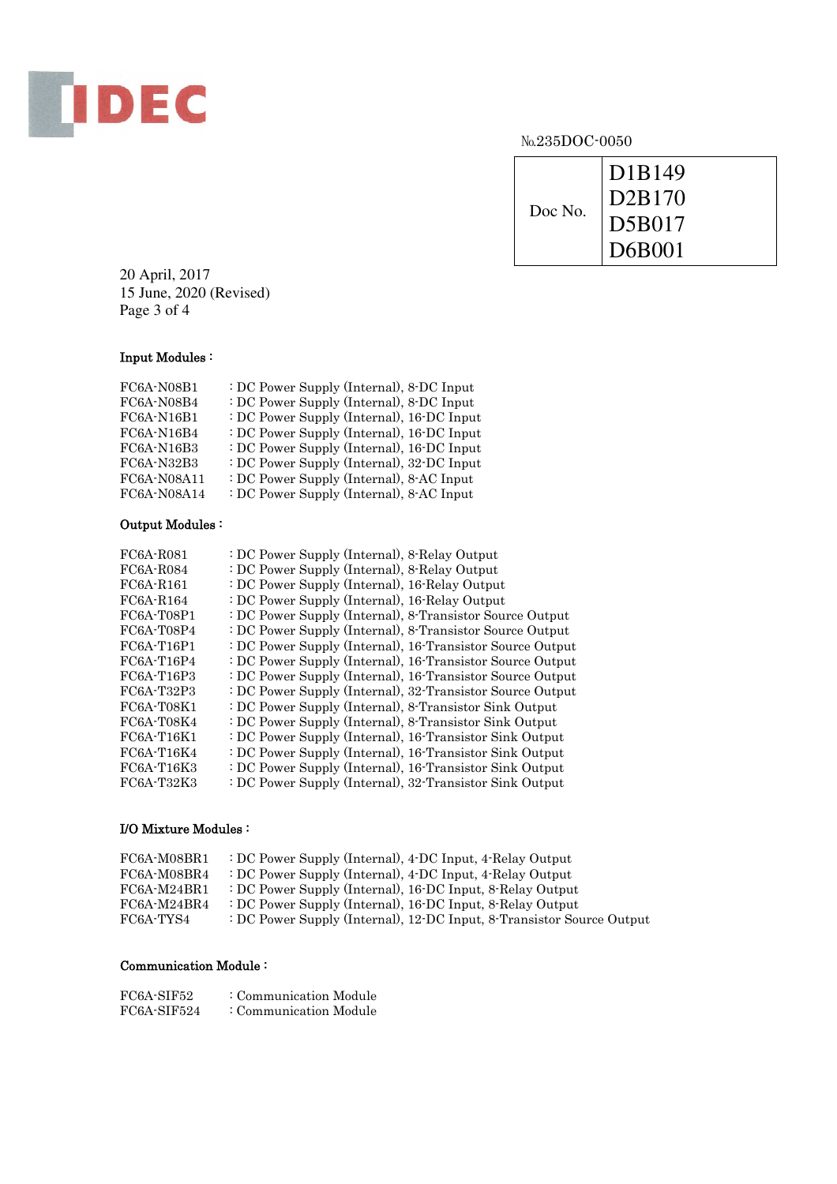IDEC

№.235DOC-0050

| Doc No. | D1B149<br>D2B170<br>D5B017<br>D6B001 |
|---|---|

20 April, 2017
15 June, 2020 (Revised)
Page 3 of 4

**Input Modules :**

FC6A-N08B1 : DC Power Supply (Internal), 8-DC Input
FC6A-N08B4 : DC Power Supply (Internal), 8-DC Input
FC6A-N16B1 : DC Power Supply (Internal), 16-DC Input
FC6A-N16B4 : DC Power Supply (Internal), 16-DC Input
FC6A-N16B3 : DC Power Supply (Internal), 16-DC Input
FC6A-N32B3 : DC Power Supply (Internal), 32-DC Input
FC6A-N08A11 : DC Power Supply (Internal), 8-AC Input
FC6A-N08A14 : DC Power Supply (Internal), 8-AC Input

**Output Modules :**

FC6A-R081 : DC Power Supply (Internal), 8-Relay Output
FC6A-R084 : DC Power Supply (Internal), 8-Relay Output
FC6A-R161 : DC Power Supply (Internal), 16-Relay Output
FC6A-R164 : DC Power Supply (Internal), 16-Relay Output
FC6A-T08P1 : DC Power Supply (Internal), 8-Transistor Source Output
FC6A-T08P4 : DC Power Supply (Internal), 8-Transistor Source Output
FC6A-T16P1 : DC Power Supply (Internal), 16-Transistor Source Output
FC6A-T16P4 : DC Power Supply (Internal), 16-Transistor Source Output
FC6A-T16P3 : DC Power Supply (Internal), 16-Transistor Source Output
FC6A-T32P3 : DC Power Supply (Internal), 32-Transistor Source Output
FC6A-T08K1 : DC Power Supply (Internal), 8-Transistor Sink Output
FC6A-T08K4 : DC Power Supply (Internal), 8-Transistor Sink Output
FC6A-T16K1 : DC Power Supply (Internal), 16-Transistor Sink Output
FC6A-T16K4 : DC Power Supply (Internal), 16-Transistor Sink Output
FC6A-T16K3 : DC Power Supply (Internal), 16-Transistor Sink Output
FC6A-T32K3 : DC Power Supply (Internal), 32-Transistor Sink Output

**I/O Mixture Modules :**

FC6A-M08BR1 : DC Power Supply (Internal), 4-DC Input, 4-Relay Output
FC6A-M08BR4 : DC Power Supply (Internal), 4-DC Input, 4-Relay Output
FC6A-M24BR1 : DC Power Supply (Internal), 16-DC Input, 8-Relay Output
FC6A-M24BR4 : DC Power Supply (Internal), 16-DC Input, 8-Relay Output
FC6A-TYS4 : DC Power Supply (Internal), 12-DC Input, 8-Transistor Source Output

**Communication Module :**

FC6A-SIF52 : Communication Module
FC6A-SIF524 : Communication Module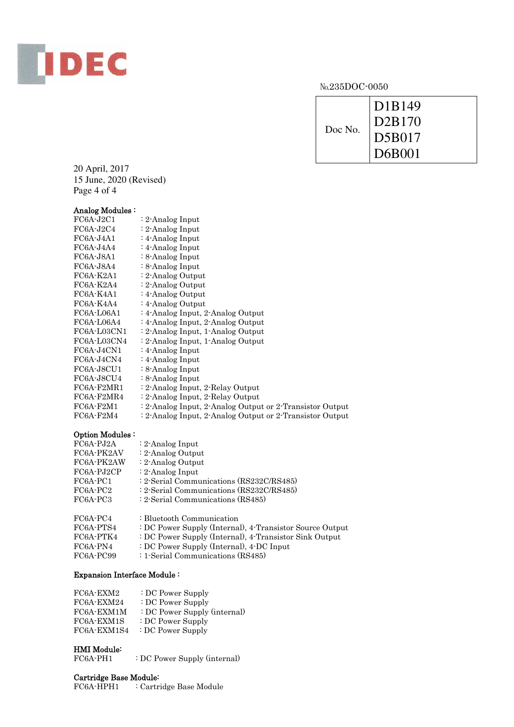№235DOC-0050

| Doc No. | D1B149<br>D2B170<br>D5B017<br>D6B001 |
|---|---|

20 April, 2017
15 June, 2020 (Revised)

**Analog Modules :**

| | |
|---|---|
| FC6A-J2C1 | : 2-Analog Input |
| FC6A-J2C4 | : 2-Analog Input |
| FC6A-J4A1 | : 4-Analog Input |
| FC6A-J4A4 | : 4-Analog Input |
| FC6A-J8A1 | : 8-Analog Input |
| FC6A-J8A4 | : 8-Analog Input |
| FC6A-K2A1 | : 2-Analog Output |
| FC6A-K2A4 | : 2-Analog Output |
| FC6A-K4A1 | : 4-Analog Output |
| FC6A-K4A4 | : 4-Analog Output |
| FC6A-L06A1 | : 4-Analog Input, 2-Analog Output |
| FC6A-L06A4 | : 4-Analog Input, 2-Analog Output |
| FC6A-L03CN1 | : 2-Analog Input, 1-Analog Output |
| FC6A-L03CN4 | : 2-Analog Input, 1-Analog Output |
| FC6A-J4CN1 | : 4-Analog Input |
| FC6A-J4CN4 | : 4-Analog Input |
| FC6A-J8CU1 | : 8-Analog Input |
| FC6A-J8CU4 | : 8-Analog Input |
| FC6A-F2MR1 | : 2-Analog Input, 2-Relay Output |
| FC6A-F2MR4 | : 2-Analog Input, 2-Relay Output |
| FC6A-F2M1 | : 2-Analog Input, 2-Analog Output or 2-Transistor Output |
| FC6A-F2M4 | : 2-Analog Input, 2-Analog Output or 2-Transistor Output |

**Option Modules :**

| | |
|---|---|
| FC6A-PJ2A | : 2-Analog Input |
| FC6A-PK2AV | : 2-Analog Output |
| FC6A-PK2AW | : 2-Analog Output |
| FC6A-PJ2CP | : 2-Analog Input |
| FC6A-PC1 | : 2-Serial Communications (RS232C/RS485) |
| FC6A-PC2 | : 2-Serial Communications (RS232C/RS485) |
| FC6A-PC3 | : 2-Serial Communications (RS485) |
| FC6A-PC4 | : Bluetooth Communication |
| FC6A-PTS4 | : DC Power Supply (Internal), 4-Transistor Source Output |
| FC6A-PTK4 | : DC Power Supply (Internal), 4-Transistor Sink Output |
| FC6A-PN4 | : DC Power Supply (Internal), 4-DC Input |
| FC6A-PC99 | : 1-Serial Communications (RS485) |

**Expansion Interface Module :**

| | |
|---|---|
| FC6A-EXM2 | : DC Power Supply |
| FC6A-EXM24 | : DC Power Supply |
| FC6A-EXM1M | : DC Power Supply (internal) |
| FC6A-EXM1S | : DC Power Supply |
| FC6A-EXM1S4 | : DC Power Supply |

**HMI Module:**

| | |
|---|---|
| FC6A-PH1 | : DC Power Supply (internal) |

**Cartridge Base Module:**

| | |
|---|---|
| FC6A-HPH1 | : Cartridge Base Module |